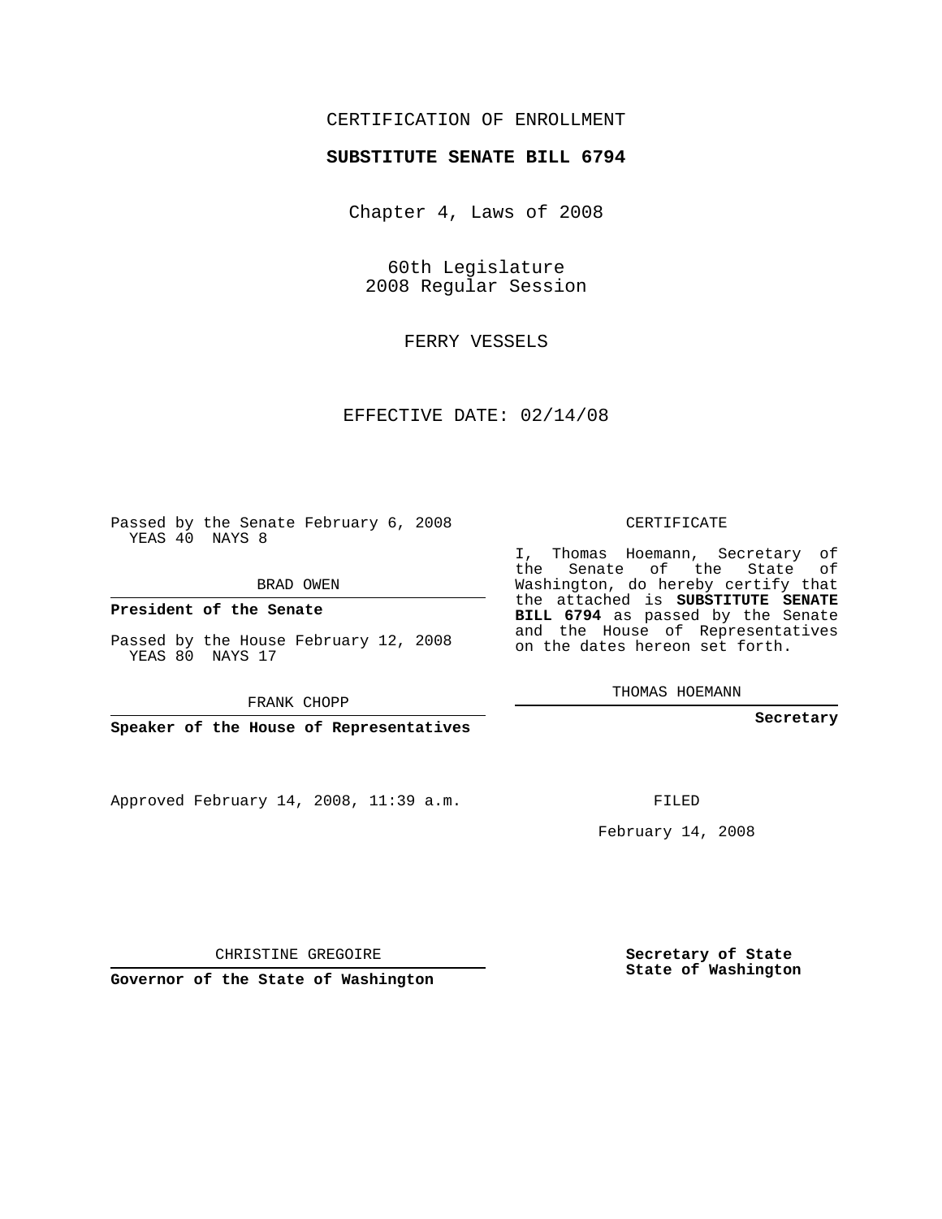CERTIFICATION OF ENROLLMENT

**SUBSTITUTE SENATE BILL 6794**

Chapter 4, Laws of 2008

60th Legislature
2008 Regular Session

FERRY VESSELS

EFFECTIVE DATE: 02/14/08

Passed by the Senate February 6, 2008
YEAS 40 NAYS 8

BRAD OWEN

**President of the Senate**

Passed by the House February 12, 2008
YEAS 80 NAYS 17

FRANK CHOPP

**Speaker of the House of Representatives**

Approved February 14, 2008, 11:39 a.m.

CHRISTINE GREGOIRE

**Governor of the State of Washington**

CERTIFICATE

I, Thomas Hoemann, Secretary of the Senate of the State of Washington, do hereby certify that the attached is **SUBSTITUTE SENATE BILL 6794** as passed by the Senate and the House of Representatives on the dates hereon set forth.

THOMAS HOEMANN

**Secretary**

FILED

February 14, 2008

**Secretary of State**
**State of Washington**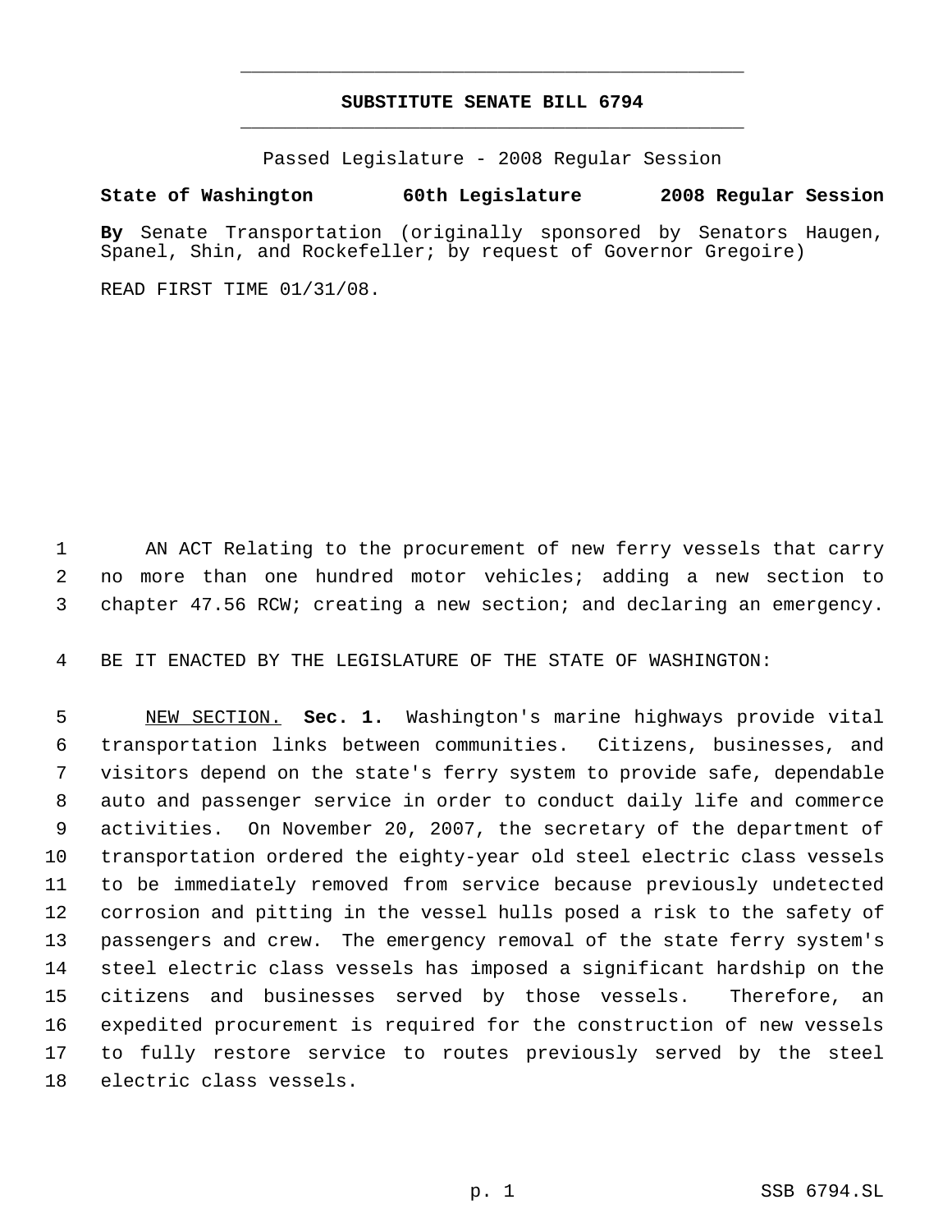# SUBSTITUTE SENATE BILL 6794

Passed Legislature - 2008 Regular Session

**State of Washington 60th Legislature 2008 Regular Session**

**By** Senate Transportation (originally sponsored by Senators Haugen, Spanel, Shin, and Rockefeller; by request of Governor Gregoire)

READ FIRST TIME 01/31/08.

AN ACT Relating to the procurement of new ferry vessels that carry no more than one hundred motor vehicles; adding a new section to chapter 47.56 RCW; creating a new section; and declaring an emergency.

BE IT ENACTED BY THE LEGISLATURE OF THE STATE OF WASHINGTON:

NEW SECTION. **Sec. 1.** Washington's marine highways provide vital transportation links between communities. Citizens, businesses, and visitors depend on the state's ferry system to provide safe, dependable auto and passenger service in order to conduct daily life and commerce activities. On November 20, 2007, the secretary of the department of transportation ordered the eighty-year old steel electric class vessels to be immediately removed from service because previously undetected corrosion and pitting in the vessel hulls posed a risk to the safety of passengers and crew. The emergency removal of the state ferry system's steel electric class vessels has imposed a significant hardship on the citizens and businesses served by those vessels. Therefore, an expedited procurement is required for the construction of new vessels to fully restore service to routes previously served by the steel electric class vessels.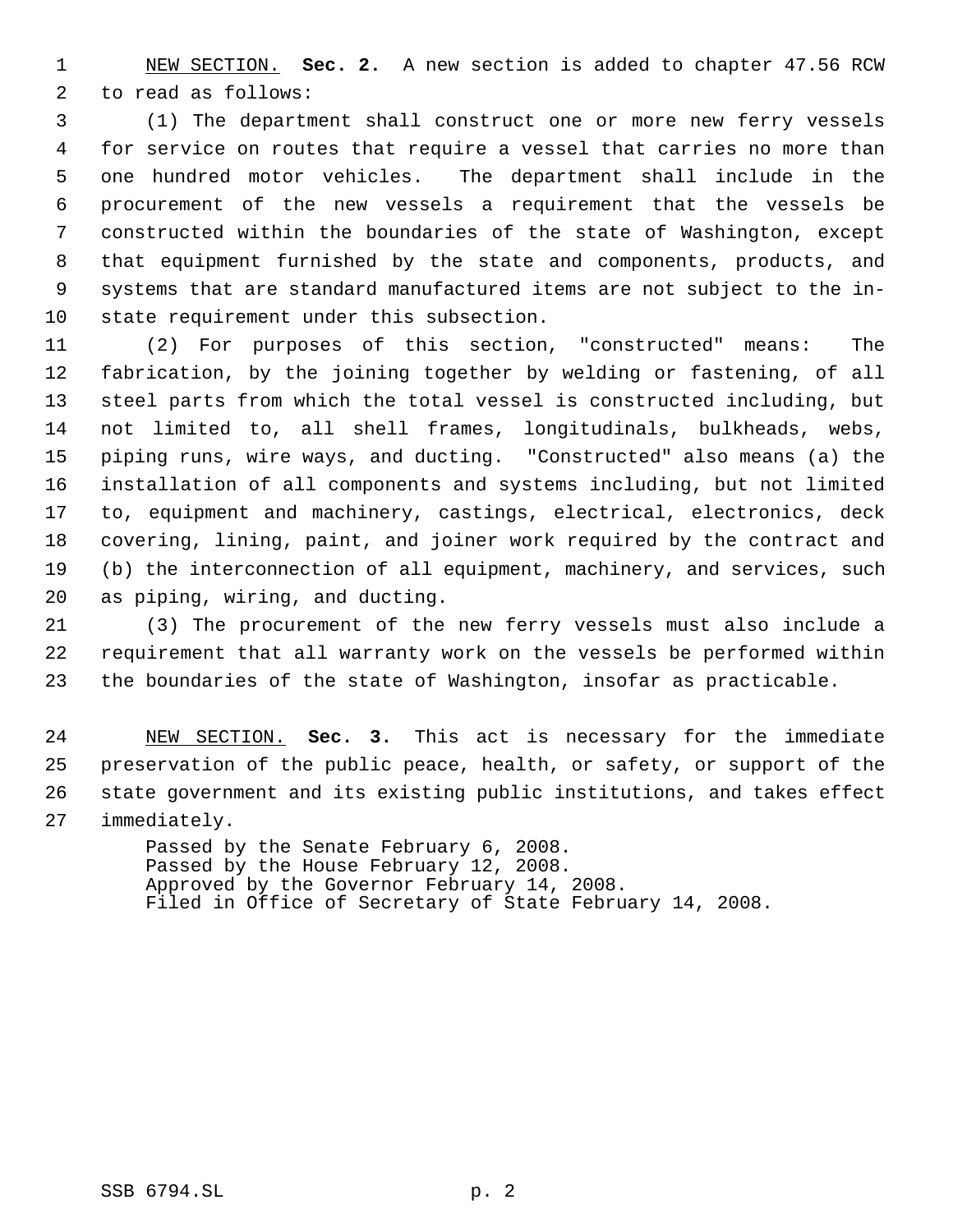NEW SECTION. **Sec. 2.** A new section is added to chapter 47.56 RCW to read as follows:

(1) The department shall construct one or more new ferry vessels for service on routes that require a vessel that carries no more than one hundred motor vehicles. The department shall include in the procurement of the new vessels a requirement that the vessels be constructed within the boundaries of the state of Washington, except that equipment furnished by the state and components, products, and systems that are standard manufactured items are not subject to the in-state requirement under this subsection.

(2) For purposes of this section, "constructed" means: The fabrication, by the joining together by welding or fastening, of all steel parts from which the total vessel is constructed including, but not limited to, all shell frames, longitudinals, bulkheads, webs, piping runs, wire ways, and ducting. "Constructed" also means (a) the installation of all components and systems including, but not limited to, equipment and machinery, castings, electrical, electronics, deck covering, lining, paint, and joiner work required by the contract and (b) the interconnection of all equipment, machinery, and services, such as piping, wiring, and ducting.

(3) The procurement of the new ferry vessels must also include a requirement that all warranty work on the vessels be performed within the boundaries of the state of Washington, insofar as practicable.

NEW SECTION. **Sec. 3.** This act is necessary for the immediate preservation of the public peace, health, or safety, or support of the state government and its existing public institutions, and takes effect immediately.

Passed by the Senate February 6, 2008.
Passed by the House February 12, 2008.
Approved by the Governor February 14, 2008.
Filed in Office of Secretary of State February 14, 2008.